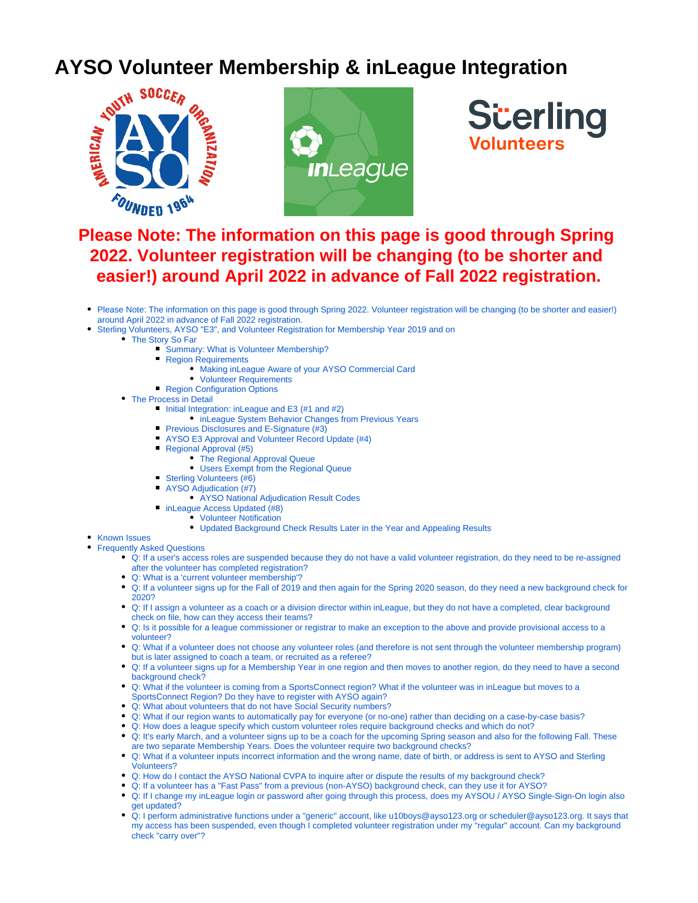# AYSO Volunteer Membership & inLeague Integration

**Please Note: The information on this page is good through Spring 2022. Volunteer registration will be changing (to be shorter and easier!) around April 2022 in advance of Fall 2022 registration.**

- Please Note: The information on this page is good through Spring 2022. Volunteer registration will be changing (to be shorter and easier!) around April 2022 in advance of Fall 2022 registration.
- Sterling Volunteers, AYSO "E3", and Volunteer Registration for Membership Year 2019 and on
  - The Story So Far
    - Summary: What is Volunteer Membership?
    - Region Requirements
      - Making inLeague Aware of your AYSO Commercial Card
      - Volunteer Requirements
    - Region Configuration Options
  - The Process in Detail
    - Initial Integration: inLeague and E3 (#1 and #2)
      - inLeague System Behavior Changes from Previous Years
    - Previous Disclosures and E-Signature (#3)
    - AYSO E3 Approval and Volunteer Record Update (#4)
    - Regional Approval (#5)
      - The Regional Approval Queue
      - Users Exempt from the Regional Queue
    - Sterling Volunteers (#6)
    - AYSO Adjudication (#7)
      - AYSO National Adjudication Result Codes
    - inLeague Access Updated (#8)
      - Volunteer Notification
      - Updated Background Check Results Later in the Year and Appealing Results
- Known Issues
- Frequently Asked Questions
  - Q: If a user's access roles are suspended because they do not have a valid volunteer registration, do they need to be re-assigned after the volunteer has completed registration?
  - Q: What is a 'current volunteer membership'?
  - Q: If a volunteer signs up for the Fall of 2019 and then again for the Spring 2020 season, do they need a new background check for 2020?
  - Q: If I assign a volunteer as a coach or a division director within inLeague, but they do not have a completed, clear background check on file, how can they access their teams?
  - Q: Is it possible for a league commissioner or registrar to make an exception to the above and provide provisional access to a volunteer?
  - Q: What if a volunteer does not choose any volunteer roles (and therefore is not sent through the volunteer membership program) but is later assigned to coach a team, or recruited as a referee?
  - Q: If a volunteer signs up for a Membership Year in one region and then moves to another region, do they need to have a second background check?
  - Q: What if the volunteer is coming from a SportsConnect region? What if the volunteer was in inLeague but moves to a SportsConnect Region? Do they have to register with AYSO again?
  - Q: What about volunteers that do not have Social Security numbers?
  - Q: What if our region wants to automatically pay for everyone (or no-one) rather than deciding on a case-by-case basis?
  - Q: How does a league specify which custom volunteer roles require background checks and which do not?
  - Q: It's early March, and a volunteer signs up to be a coach for the upcoming Spring season and also for the following Fall. These are two separate Membership Years. Does the volunteer require two background checks?
  - Q: What if a volunteer inputs incorrect information and the wrong name, date of birth, or address is sent to AYSO and Sterling Volunteers?
  - Q: How do I contact the AYSO National CVPA to inquire after or dispute the results of my background check?
  - Q: If a volunteer has a "Fast Pass" from a previous (non-AYSO) background check, can they use it for AYSO?
  - Q: If I change my inLeague login or password after going through this process, does my AYSOU / AYSO Single-Sign-On login also get updated?
  - Q: I perform administrative functions under a "generic" account, like u10boys@ayso123.org or scheduler@ayso123.org. It says that my access has been suspended, even though I completed volunteer registration under my "regular" account. Can my background check "carry over"?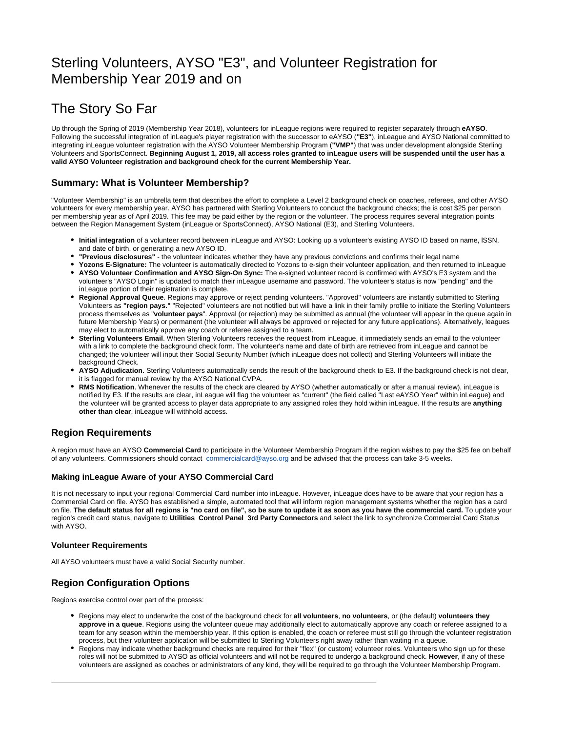# Sterling Volunteers, AYSO "E3", and Volunteer Registration for Membership Year 2019 and on

# The Story So Far

Up through the Spring of 2019 (Membership Year 2018), volunteers for inLeague regions were required to register separately through **eAYSO**. Following the successful integration of inLeague's player registration with the successor to eAYSO (**"E3"**), inLeague and AYSO National committed to integrating inLeague volunteer registration with the AYSO Volunteer Membership Program (**"VMP"**) that was under development alongside Sterling Volunteers and SportsConnect. **Beginning August 1, 2019, all access roles granted to inLeague users will be suspended until the user has a valid AYSO Volunteer registration and background check for the current Membership Year.**

## Summary: What is Volunteer Membership?

"Volunteer Membership" is an umbrella term that describes the effort to complete a Level 2 background check on coaches, referees, and other AYSO volunteers for every membership year. AYSO has partnered with Sterling Volunteers to conduct the background checks; the is cost $25 per person per membership year as of April 2019. This fee may be paid either by the region or the volunteer. The process requires several integration points between the Region Management System (inLeague or SportsConnect), AYSO National (E3), and Sterling Volunteers.

- **Initial integration** of a volunteer record between inLeague and AYSO: Looking up a volunteer's existing AYSO ID based on name, lSSN, and date of birth, or generating a new AYSO ID.
- **"Previous disclosures"** - the volunteer indicates whether they have any previous convictions and confirms their legal name
- **Yozons E-Signature:** The volunteer is automatically directed to Yozons to e-sign their volunteer application, and then returned to inLeague
- **AYSO Volunteer Confirmation and AYSO Sign-On Sync:** The e-signed volunteer record is confirmed with AYSO's E3 system and the volunteer's "AYSO Login" is updated to match their inLeague username and password. The volunteer's status is now "pending" and the inLeague portion of their registration is complete.
- **Regional Approval Queue**. Regions may approve or reject pending volunteers. "Approved" volunteers are instantly submitted to Sterling Volunteers as **"region pays."** "Rejected" volunteers are not notified but will have a link in their family profile to initiate the Sterling Volunteers process themselves as "**volunteer pays**". Approval (or rejection) may be submitted as annual (the volunteer will appear in the queue again in future Membership Years) or permanent (the volunteer will always be approved or rejected for any future applications). Alternatively, leagues may elect to automatically approve any coach or referee assigned to a team.
- **Sterling Volunteers Email**. When Sterling Volunteers receives the request from inLeague, it immediately sends an email to the volunteer with a link to complete the background check form. The volunteer's name and date of birth are retrieved from inLeague and cannot be changed; the volunteer will input their Social Security Number (which inLeague does not collect) and Sterling Volunteers will initiate the background Check.
- **AYSO Adjudication.** Sterling Volunteers automatically sends the result of the background check to E3. If the background check is not clear, it is flagged for manual review by the AYSO National CVPA.
- **RMS Notification**. Whenever the results of the check are cleared by AYSO (whether automatically or after a manual review), inLeague is notified by E3. If the results are clear, inLeague will flag the volunteer as "current" (the field called "Last eAYSO Year" within inLeague) and the volunteer will be granted access to player data appropriate to any assigned roles they hold within inLeague. If the results are **anything other than clear**, inLeague will withhold access.

## Region Requirements

A region must have an AYSO **Commercial Card** to participate in the Volunteer Membership Program if the region wishes to pay the $25 fee on behalf of any volunteers. Commissioners should contact commercialcard@ayso.org and be advised that the process can take 3-5 weeks.

### Making inLeague Aware of your AYSO Commercial Card

It is not necessary to input your regional Commercial Card number into inLeague. However, inLeague does have to be aware that your region has a Commercial Card on file. AYSO has established a simple, automated tool that will inform region management systems whether the region has a card on file. **The default status for all regions is "no card on file", so be sure to update it as soon as you have the commercial card.** To update your region's credit card status, navigate to **Utilities Control Panel 3rd Party Connectors** and select the link to synchronize Commercial Card Status with AYSO.

### Volunteer Requirements

All AYSO volunteers must have a valid Social Security number.

## Region Configuration Options

Regions exercise control over part of the process:

- Regions may elect to underwrite the cost of the background check for **all volunteers**, **no volunteers**, or (the default) **volunteers they approve in a queue**. Regions using the volunteer queue may additionally elect to automatically approve any coach or referee assigned to a team for any season within the membership year. If this option is enabled, the coach or referee must still go through the volunteer registration process, but their volunteer application will be submitted to Sterling Volunteers right away rather than waiting in a queue.
- Regions may indicate whether background checks are required for their "flex" (or custom) volunteer roles. Volunteers who sign up for these roles will not be submitted to AYSO as official volunteers and will not be required to undergo a background check. **However**, if any of these volunteers are assigned as coaches or administrators of any kind, they will be required to go through the Volunteer Membership Program.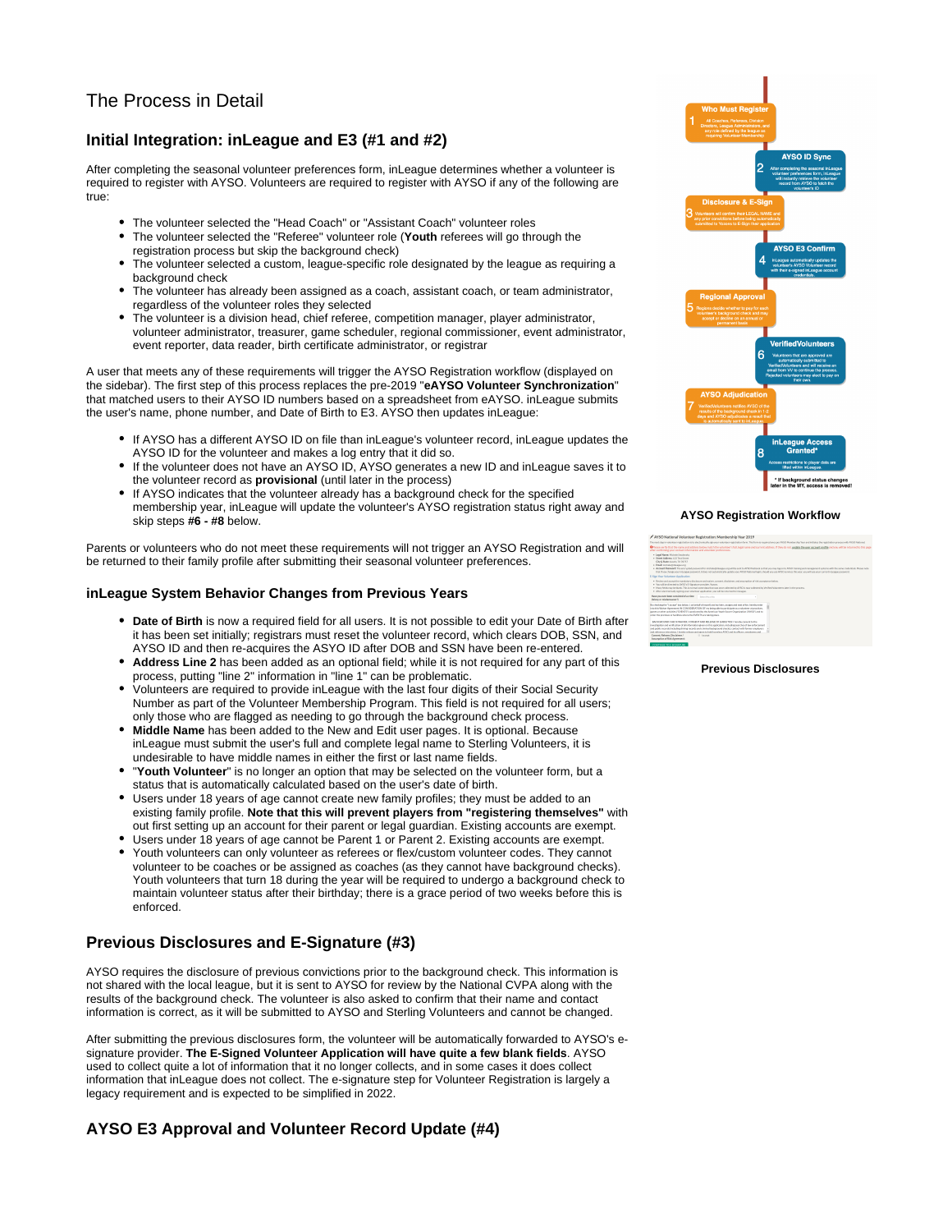# The Process in Detail

## Initial Integration: inLeague and E3 (#1 and #2)

After completing the seasonal volunteer preferences form, inLeague determines whether a volunteer is required to register with AYSO. Volunteers are required to register with AYSO if any of the following are true:

- The volunteer selected the "Head Coach" or "Assistant Coach" volunteer roles
- The volunteer selected the "Referee" volunteer role (**Youth** referees will go through the registration process but skip the background check)
- The volunteer selected a custom, league-specific role designated by the league as requiring a background check
- The volunteer has already been assigned as a coach, assistant coach, or team administrator, regardless of the volunteer roles they selected
- The volunteer is a division head, chief referee, competition manager, player administrator, volunteer administrator, treasurer, game scheduler, regional commissioner, event administrator, event reporter, data reader, birth certificate administrator, or registrar

A user that meets any of these requirements will trigger the AYSO Registration workflow (displayed on the sidebar). The first step of this process replaces the pre-2019 "**eAYSO Volunteer Synchronization**" that matched users to their AYSO ID numbers based on a spreadsheet from eAYSO. inLeague submits the user's name, phone number, and Date of Birth to E3. AYSO then updates inLeague:

- If AYSO has a different AYSO ID on file than inLeague's volunteer record, inLeague updates the AYSO ID for the volunteer and makes a log entry that it did so.
- If the volunteer does not have an AYSO ID, AYSO generates a new ID and inLeague saves it to the volunteer record as **provisional** (until later in the process)
- If AYSO indicates that the volunteer already has a background check for the specified membership year, inLeague will update the volunteer's AYSO registration status right away and skip steps **#6 - #8** below.

Parents or volunteers who do not meet these requirements will not trigger an AYSO Registration and will be returned to their family profile after submitting their seasonal volunteer preferences.

### inLeague System Behavior Changes from Previous Years

- **Date of Birth** is now a required field for all users. It is not possible to edit your Date of Birth after it has been set initially; registrars must reset the volunteer record, which clears DOB, SSN, and AYSO ID and then re-acquires the ASYO ID after DOB and SSN have been re-entered.
- **Address Line 2** has been added as an optional field; while it is not required for any part of this process, putting "line 2" information in "line 1" can be problematic.
- Volunteers are required to provide inLeague with the last four digits of their Social Security Number as part of the Volunteer Membership Program. This field is not required for all users; only those who are flagged as needing to go through the background check process.
- **Middle Name** has been added to the New and Edit user pages. It is optional. Because inLeague must submit the user's full and complete legal name to Sterling Volunteers, it is undesirable to have middle names in either the first or last name fields.
- "**Youth Volunteer**" is no longer an option that may be selected on the volunteer form, but a status that is automatically calculated based on the user's date of birth.
- Users under 18 years of age cannot create new family profiles; they must be added to an existing family profile. **Note that this will prevent players from "registering themselves"** with out first setting up an account for their parent or legal guardian. Existing accounts are exempt.
- Users under 18 years of age cannot be Parent 1 or Parent 2. Existing accounts are exempt.
- Youth volunteers can only volunteer as referees or flex/custom volunteer codes. They cannot volunteer to be coaches or be assigned as coaches (as they cannot have background checks). Youth volunteers that turn 18 during the year will be required to undergo a background check to maintain volunteer status after their birthday; there is a grace period of two weeks before this is enforced.

## Previous Disclosures and E-Signature (#3)

AYSO requires the disclosure of previous convictions prior to the background check. This information is not shared with the local league, but it is sent to AYSO for review by the National CVPA along with the results of the background check. The volunteer is also asked to confirm that their name and contact information is correct, as it will be submitted to AYSO and Sterling Volunteers and cannot be changed.

After submitting the previous disclosures form, the volunteer will be automatically forwarded to AYSO's e-signature provider. **The E-Signed Volunteer Application will have quite a few blank fields**. AYSO used to collect quite a lot of information that it no longer collects, and in some cases it does collect information that inLeague does not collect. The e-signature step for Volunteer Registration is largely a legacy requirement and is expected to be simplified in 2022.

**AYSO Registration Workflow**

1. **Who Must Register** – All Coaches, Referees, Division Directors, League Administrators, and any role defined by the league as requiring Volunteer Membership
2. **AYSO ID Sync** – After completing the seasonal inLeague volunteer preferences form, inLeague will instantly retrieve the volunteer record from AYSO to fetch the volunteer's ID
3. **Disclosure & E-Sign** – Volunteers will confirm their LEGAL NAME and any prior convictions before being automatically submitted to Yousees to E-Sign their application
4. **AYSO E3 Confirm** – inLeague automatically updates the volunteer's AYSO Volunteer record with their e-signed inLeague account credentials
5. **Regional Approval** – Regions decide whether to pay for each volunteer's background check and may accept or decline on an annual or permanent basis
6. **VerifiedVolunteers** – Volunteers that are approved are automatically submitted to VerifiedVolunteers and will receive an email from VV to continue the process. Rejected volunteers may elect to pay on their own.
7. **AYSO Adjudication** – VerifiedVolunteers notifies AYSO of the results of the background check in 1-2 days and AYSO adjudicates a result that is automatically sent to inLeague
8. **inLeague Access Granted*** – Access restrictions to player data are lifted within inLeague.

\* If background status changes later in the MY, access is removed!

**Previous Disclosures**

## AYSO E3 Approval and Volunteer Record Update (#4)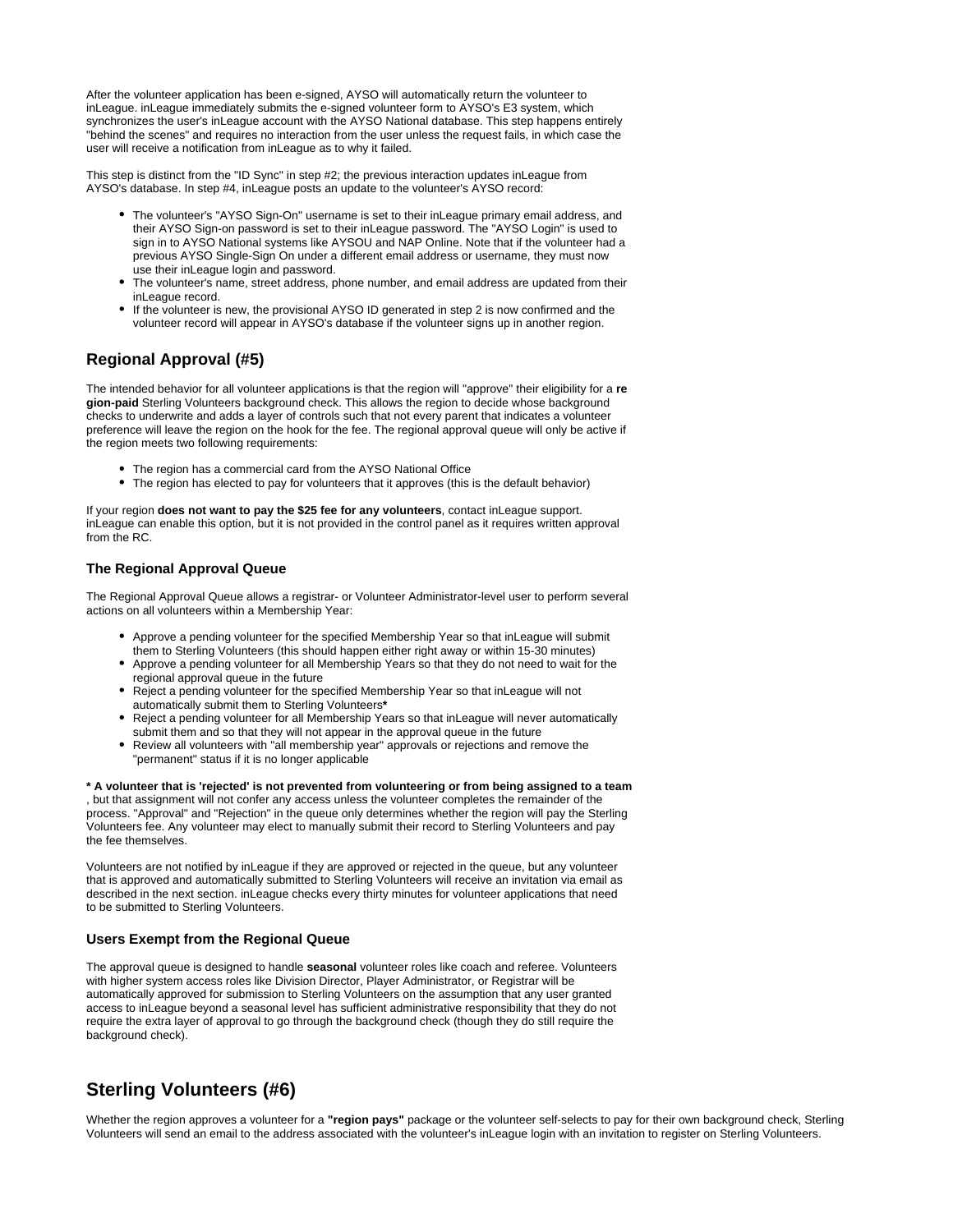After the volunteer application has been e-signed, AYSO will automatically return the volunteer to inLeague. inLeague immediately submits the e-signed volunteer form to AYSO's E3 system, which synchronizes the user's inLeague account with the AYSO National database. This step happens entirely "behind the scenes" and requires no interaction from the user unless the request fails, in which case the user will receive a notification from inLeague as to why it failed.

This step is distinct from the "ID Sync" in step #2; the previous interaction updates inLeague from AYSO's database. In step #4, inLeague posts an update to the volunteer's AYSO record:

- The volunteer's "AYSO Sign-On" username is set to their inLeague primary email address, and their AYSO Sign-on password is set to their inLeague password. The "AYSO Login" is used to sign in to AYSO National systems like AYSOU and NAP Online. Note that if the volunteer had a previous AYSO Single-Sign On under a different email address or username, they must now use their inLeague login and password.
- The volunteer's name, street address, phone number, and email address are updated from their inLeague record.
- If the volunteer is new, the provisional AYSO ID generated in step 2 is now confirmed and the volunteer record will appear in AYSO's database if the volunteer signs up in another region.

## Regional Approval (#5)

The intended behavior for all volunteer applications is that the region will "approve" their eligibility for a **region-paid** Sterling Volunteers background check. This allows the region to decide whose background checks to underwrite and adds a layer of controls such that not every parent that indicates a volunteer preference will leave the region on the hook for the fee. The regional approval queue will only be active if the region meets two following requirements:

- The region has a commercial card from the AYSO National Office
- The region has elected to pay for volunteers that it approves (this is the default behavior)

If your region **does not want to pay the $25 fee for any volunteers**, contact inLeague support. inLeague can enable this option, but it is not provided in the control panel as it requires written approval from the RC.

### The Regional Approval Queue

The Regional Approval Queue allows a registrar- or Volunteer Administrator-level user to perform several actions on all volunteers within a Membership Year:

- Approve a pending volunteer for the specified Membership Year so that inLeague will submit them to Sterling Volunteers (this should happen either right away or within 15-30 minutes)
- Approve a pending volunteer for all Membership Years so that they do not need to wait for the regional approval queue in the future
- Reject a pending volunteer for the specified Membership Year so that inLeague will not automatically submit them to Sterling Volunteers**\***
- Reject a pending volunteer for all Membership Years so that inLeague will never automatically submit them and so that they will not appear in the approval queue in the future
- Review all volunteers with "all membership year" approvals or rejections and remove the "permanent" status if it is no longer applicable

**\* A volunteer that is 'rejected' is not prevented from volunteering or from being assigned to a team**, but that assignment will not confer any access unless the volunteer completes the remainder of the process. "Approval" and "Rejection" in the queue only determines whether the region will pay the Sterling Volunteers fee. Any volunteer may elect to manually submit their record to Sterling Volunteers and pay the fee themselves.

Volunteers are not notified by inLeague if they are approved or rejected in the queue, but any volunteer that is approved and automatically submitted to Sterling Volunteers will receive an invitation via email as described in the next section. inLeague checks every thirty minutes for volunteer applications that need to be submitted to Sterling Volunteers.

### Users Exempt from the Regional Queue

The approval queue is designed to handle **seasonal** volunteer roles like coach and referee. Volunteers with higher system access roles like Division Director, Player Administrator, or Registrar will be automatically approved for submission to Sterling Volunteers on the assumption that any user granted access to inLeague beyond a seasonal level has sufficient administrative responsibility that they do not require the extra layer of approval to go through the background check (though they do still require the background check).

## Sterling Volunteers (#6)

Whether the region approves a volunteer for a **"region pays"** package or the volunteer self-selects to pay for their own background check, Sterling Volunteers will send an email to the address associated with the volunteer's inLeague login with an invitation to register on Sterling Volunteers.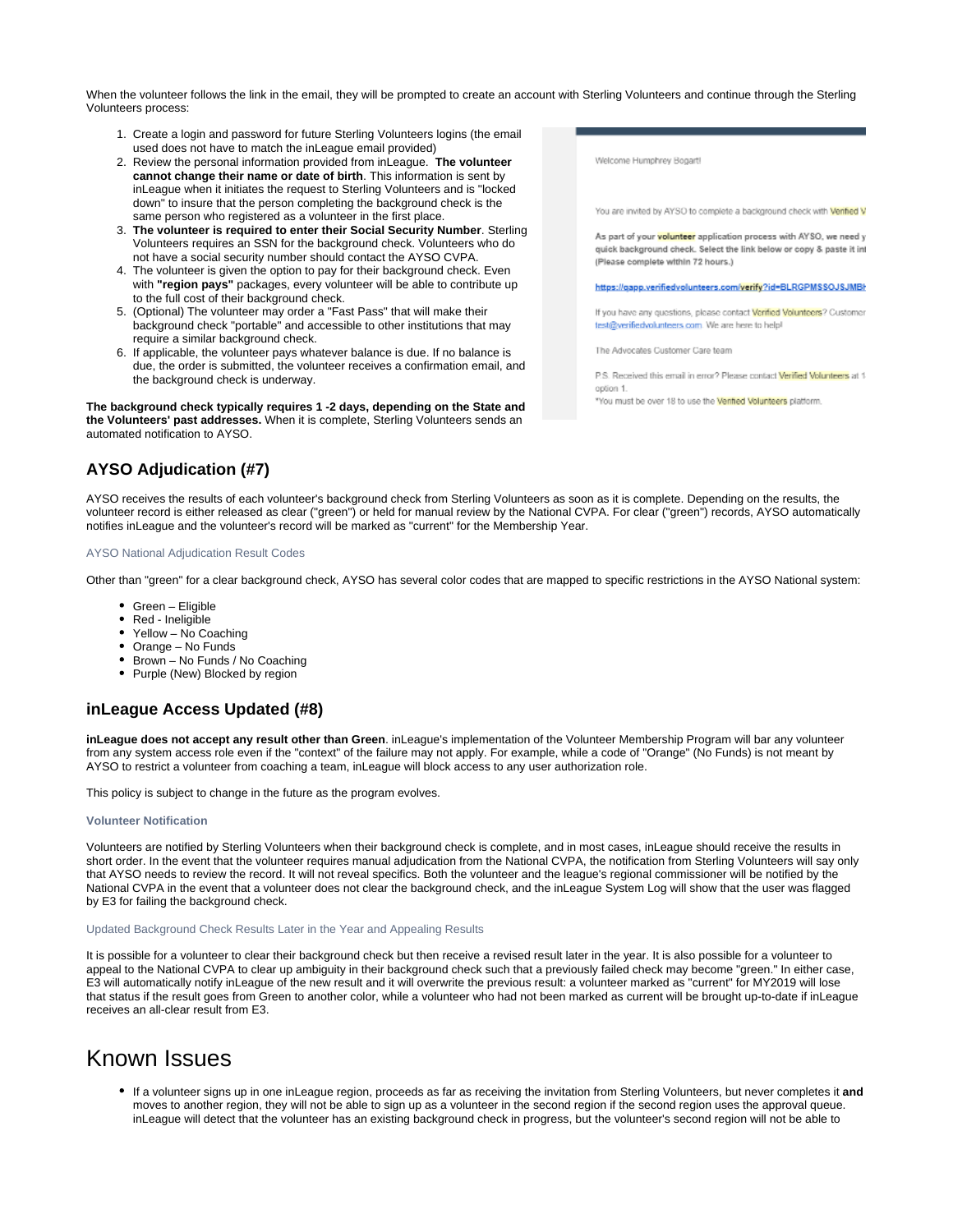When the volunteer follows the link in the email, they will be prompted to create an account with Sterling Volunteers and continue through the Sterling Volunteers process:

1. Create a login and password for future Sterling Volunteers logins (the email used does not have to match the inLeague email provided)
2. Review the personal information provided from inLeague. **The volunteer cannot change their name or date of birth**. This information is sent by inLeague when it initiates the request to Sterling Volunteers and is "locked down" to insure that the person completing the background check is the same person who registered as a volunteer in the first place.
3. **The volunteer is required to enter their Social Security Number**. Sterling Volunteers requires an SSN for the background check. Volunteers who do not have a social security number should contact the AYSO CVPA.
4. The volunteer is given the option to pay for their background check. Even with **"region pays"** packages, every volunteer will be able to contribute up to the full cost of their background check.
5. (Optional) The volunteer may order a "Fast Pass" that will make their background check "portable" and accessible to other institutions that may require a similar background check.
6. If applicable, the volunteer pays whatever balance is due. If no balance is due, the order is submitted, the volunteer receives a confirmation email, and the background check is underway.

**The background check typically requires 1 -2 days, depending on the State and the Volunteers' past addresses.** When it is complete, Sterling Volunteers sends an automated notification to AYSO.

### AYSO Adjudication (#7)

AYSO receives the results of each volunteer's background check from Sterling Volunteers as soon as it is complete. Depending on the results, the volunteer record is either released as clear ("green") or held for manual review by the National CVPA. For clear ("green") records, AYSO automatically notifies inLeague and the volunteer's record will be marked as "current" for the Membership Year.

#### AYSO National Adjudication Result Codes

Other than "green" for a clear background check, AYSO has several color codes that are mapped to specific restrictions in the AYSO National system:

- Green – Eligible
- Red - Ineligible
- Yellow – No Coaching
- Orange – No Funds
- Brown – No Funds / No Coaching
- Purple (New) Blocked by region

### inLeague Access Updated (#8)

**inLeague does not accept any result other than Green**. inLeague's implementation of the Volunteer Membership Program will bar any volunteer from any system access role even if the "context" of the failure may not apply. For example, while a code of "Orange" (No Funds) is not meant by AYSO to restrict a volunteer from coaching a team, inLeague will block access to any user authorization role.

This policy is subject to change in the future as the program evolves.

#### Volunteer Notification

Volunteers are notified by Sterling Volunteers when their background check is complete, and in most cases, inLeague should receive the results in short order. In the event that the volunteer requires manual adjudication from the National CVPA, the notification from Sterling Volunteers will say only that AYSO needs to review the record. It will not reveal specifics. Both the volunteer and the league's regional commissioner will be notified by the National CVPA in the event that a volunteer does not clear the background check, and the inLeague System Log will show that the user was flagged by E3 for failing the background check.

#### Updated Background Check Results Later in the Year and Appealing Results

It is possible for a volunteer to clear their background check but then receive a revised result later in the year. It is also possible for a volunteer to appeal to the National CVPA to clear up ambiguity in their background check such that a previously failed check may become "green." In either case, E3 will automatically notify inLeague of the new result and it will overwrite the previous result: a volunteer marked as "current" for MY2019 will lose that status if the result goes from Green to another color, while a volunteer who had not been marked as current will be brought up-to-date if inLeague receives an all-clear result from E3.

# Known Issues

- If a volunteer signs up in one inLeague region, proceeds as far as receiving the invitation from Sterling Volunteers, but never completes it **and** moves to another region, they will not be able to sign up as a volunteer in the second region if the second region uses the approval queue. inLeague will detect that the volunteer has an existing background check in progress, but the volunteer's second region will not be able to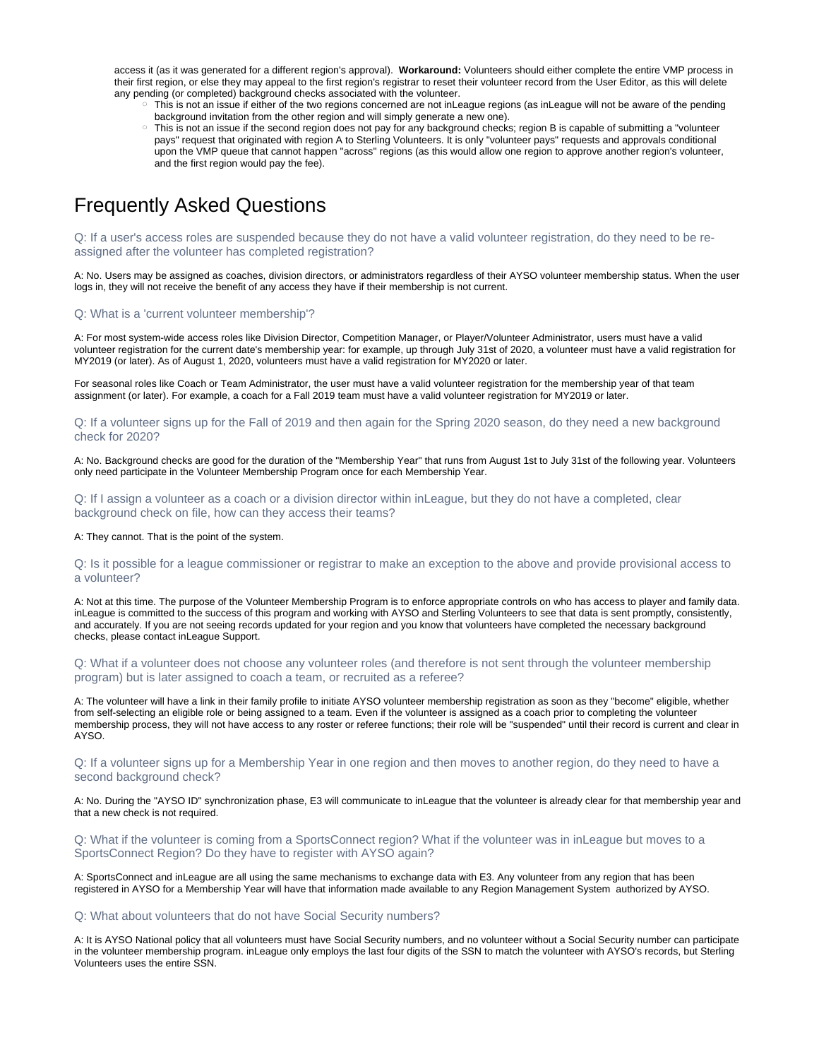access it (as it was generated for a different region's approval). **Workaround:** Volunteers should either complete the entire VMP process in their first region, or else they may appeal to the first region's registrar to reset their volunteer record from the User Editor, as this will delete any pending (or completed) background checks associated with the volunteer.

- This is not an issue if either of the two regions concerned are not inLeague regions (as inLeague will not be aware of the pending background invitation from the other region and will simply generate a new one).
- This is not an issue if the second region does not pay for any background checks; region B is capable of submitting a "volunteer pays" request that originated with region A to Sterling Volunteers. It is only "volunteer pays" requests and approvals conditional upon the VMP queue that cannot happen "across" regions (as this would allow one region to approve another region's volunteer, and the first region would pay the fee).

# Frequently Asked Questions

### Q: If a user's access roles are suspended because they do not have a valid volunteer registration, do they need to be re-assigned after the volunteer has completed registration?

A: No. Users may be assigned as coaches, division directors, or administrators regardless of their AYSO volunteer membership status. When the user logs in, they will not receive the benefit of any access they have if their membership is not current.

### Q: What is a 'current volunteer membership'?

A: For most system-wide access roles like Division Director, Competition Manager, or Player/Volunteer Administrator, users must have a valid volunteer registration for the current date's membership year: for example, up through July 31st of 2020, a volunteer must have a valid registration for MY2019 (or later). As of August 1, 2020, volunteers must have a valid registration for MY2020 or later.

For seasonal roles like Coach or Team Administrator, the user must have a valid volunteer registration for the membership year of that team assignment (or later). For example, a coach for a Fall 2019 team must have a valid volunteer registration for MY2019 or later.

### Q: If a volunteer signs up for the Fall of 2019 and then again for the Spring 2020 season, do they need a new background check for 2020?

A: No. Background checks are good for the duration of the "Membership Year" that runs from August 1st to July 31st of the following year. Volunteers only need participate in the Volunteer Membership Program once for each Membership Year.

### Q: If I assign a volunteer as a coach or a division director within inLeague, but they do not have a completed, clear background check on file, how can they access their teams?

A: They cannot. That is the point of the system.

### Q: Is it possible for a league commissioner or registrar to make an exception to the above and provide provisional access to a volunteer?

A: Not at this time. The purpose of the Volunteer Membership Program is to enforce appropriate controls on who has access to player and family data. inLeague is committed to the success of this program and working with AYSO and Sterling Volunteers to see that data is sent promptly, consistently, and accurately. If you are not seeing records updated for your region and you know that volunteers have completed the necessary background checks, please contact inLeague Support.

### Q: What if a volunteer does not choose any volunteer roles (and therefore is not sent through the volunteer membership program) but is later assigned to coach a team, or recruited as a referee?

A: The volunteer will have a link in their family profile to initiate AYSO volunteer membership registration as soon as they "become" eligible, whether from self-selecting an eligible role or being assigned to a team. Even if the volunteer is assigned as a coach prior to completing the volunteer membership process, they will not have access to any roster or referee functions; their role will be "suspended" until their record is current and clear in AYSO.

### Q: If a volunteer signs up for a Membership Year in one region and then moves to another region, do they need to have a second background check?

A: No. During the "AYSO ID" synchronization phase, E3 will communicate to inLeague that the volunteer is already clear for that membership year and that a new check is not required.

### Q: What if the volunteer is coming from a SportsConnect region? What if the volunteer was in inLeague but moves to a SportsConnect Region? Do they have to register with AYSO again?

A: SportsConnect and inLeague are all using the same mechanisms to exchange data with E3. Any volunteer from any region that has been registered in AYSO for a Membership Year will have that information made available to any Region Management System authorized by AYSO.

### Q: What about volunteers that do not have Social Security numbers?

A: It is AYSO National policy that all volunteers must have Social Security numbers, and no volunteer without a Social Security number can participate in the volunteer membership program. inLeague only employs the last four digits of the SSN to match the volunteer with AYSO's records, but Sterling Volunteers uses the entire SSN.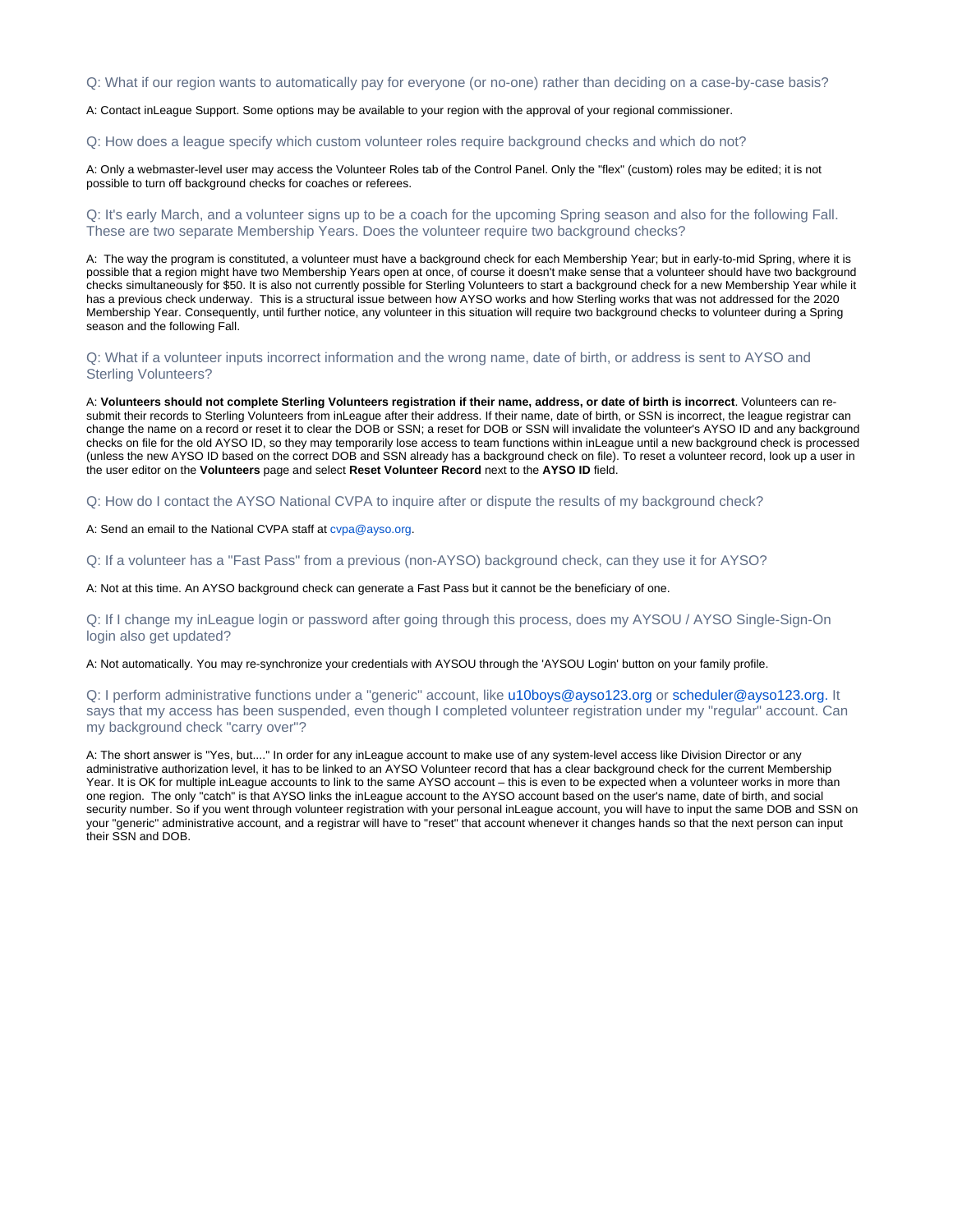### Q: What if our region wants to automatically pay for everyone (or no-one) rather than deciding on a case-by-case basis?

A: Contact inLeague Support. Some options may be available to your region with the approval of your regional commissioner.

### Q: How does a league specify which custom volunteer roles require background checks and which do not?

A: Only a webmaster-level user may access the Volunteer Roles tab of the Control Panel. Only the "flex" (custom) roles may be edited; it is not possible to turn off background checks for coaches or referees.

### Q: It's early March, and a volunteer signs up to be a coach for the upcoming Spring season and also for the following Fall. These are two separate Membership Years. Does the volunteer require two background checks?

A: The way the program is constituted, a volunteer must have a background check for each Membership Year; but in early-to-mid Spring, where it is possible that a region might have two Membership Years open at once, of course it doesn't make sense that a volunteer should have two background checks simultaneously for $50. It is also not currently possible for Sterling Volunteers to start a background check for a new Membership Year while it has a previous check underway. This is a structural issue between how AYSO works and how Sterling works that was not addressed for the 2020 Membership Year. Consequently, until further notice, any volunteer in this situation will require two background checks to volunteer during a Spring season and the following Fall.

### Q: What if a volunteer inputs incorrect information and the wrong name, date of birth, or address is sent to AYSO and Sterling Volunteers?

A: **Volunteers should not complete Sterling Volunteers registration if their name, address, or date of birth is incorrect**. Volunteers can re-submit their records to Sterling Volunteers from inLeague after their address. If their name, date of birth, or SSN is incorrect, the league registrar can change the name on a record or reset it to clear the DOB or SSN; a reset for DOB or SSN will invalidate the volunteer's AYSO ID and any background checks on file for the old AYSO ID, so they may temporarily lose access to team functions within inLeague until a new background check is processed (unless the new AYSO ID based on the correct DOB and SSN already has a background check on file). To reset a volunteer record, look up a user in the user editor on the **Volunteers** page and select **Reset Volunteer Record** next to the **AYSO ID** field.

### Q: How do I contact the AYSO National CVPA to inquire after or dispute the results of my background check?

A: Send an email to the National CVPA staff at cvpa@ayso.org.

### Q: If a volunteer has a "Fast Pass" from a previous (non-AYSO) background check, can they use it for AYSO?

A: Not at this time. An AYSO background check can generate a Fast Pass but it cannot be the beneficiary of one.

### Q: If I change my inLeague login or password after going through this process, does my AYSOU / AYSO Single-Sign-On login also get updated?

A: Not automatically. You may re-synchronize your credentials with AYSOU through the 'AYSOU Login' button on your family profile.

### Q: I perform administrative functions under a "generic" account, like u10boys@ayso123.org or scheduler@ayso123.org. It says that my access has been suspended, even though I completed volunteer registration under my "regular" account. Can my background check "carry over"?

A: The short answer is "Yes, but...." In order for any inLeague account to make use of any system-level access like Division Director or any administrative authorization level, it has to be linked to an AYSO Volunteer record that has a clear background check for the current Membership Year. It is OK for multiple inLeague accounts to link to the same AYSO account – this is even to be expected when a volunteer works in more than one region. The only "catch" is that AYSO links the inLeague account to the AYSO account based on the user's name, date of birth, and social security number. So if you went through volunteer registration with your personal inLeague account, you will have to input the same DOB and SSN on your "generic" administrative account, and a registrar will have to "reset" that account whenever it changes hands so that the next person can input their SSN and DOB.